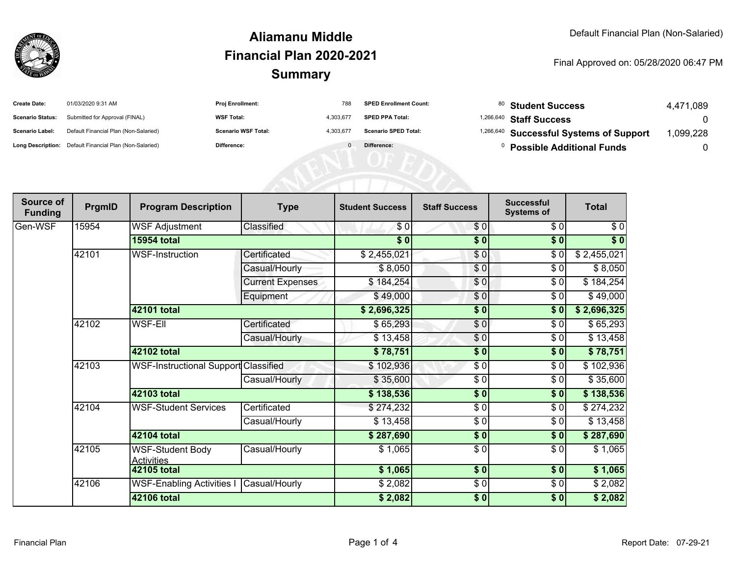# Aliamanu Middle
## Financial Plan 2020-2021
## Summary

Default Financial Plan (Non-Salaried)

Final Approved on: 05/28/2020 06:47 PM

| | | | | | | | |
|---|---|---|---|---|---|---|---|
| **Create Date:** | 01/03/2020 9:31 AM | **Proj Enrollment:** | 788 | **SPED Enrollment Count:** | 80 | **Student Success** | 4,471,089 |
| **Scenario Status:** | Submitted for Approval (FINAL) | **WSF Total:** | 4,303,677 | **SPED PPA Total:** | 1,266,640 | **Staff Success** | 0 |
| **Scenario Label:** | Default Financial Plan (Non-Salaried) | **Scenario WSF Total:** | 4,303,677 | **Scenario SPED Total:** | 1,266,640 | **Successful Systems of Support** | 1,099,228 |
| **Long Description:** | Default Financial Plan (Non-Salaried) | **Difference:** | 0 | **Difference:** | 0 | **Possible Additional Funds** | 0 |

| Source of Funding | PrgmID | Program Description | Type | Student Success | Staff Success | Successful Systems of | Total |
|---|---|---|---|---|---|---|---|
| Gen-WSF | 15954 | WSF Adjustment | Classified | $ 0 | $ 0 | $ 0 | $ 0 |
| | | **15954 total** | | **$ 0** | **$ 0** | **$ 0** | **$ 0** |
| | 42101 | WSF-Instruction | Certificated | $ 2,455,021 | $ 0 | $ 0 | $ 2,455,021 |
| | | | Casual/Hourly | $ 8,050 | $ 0 | $ 0 | $ 8,050 |
| | | | Current Expenses | $ 184,254 | $ 0 | $ 0 | $ 184,254 |
| | | | Equipment | $ 49,000 | $ 0 | $ 0 | $ 49,000 |
| | | **42101 total** | | **$ 2,696,325** | **$ 0** | **$ 0** | **$ 2,696,325** |
| | 42102 | WSF-Ell | Certificated | $ 65,293 | $ 0 | $ 0 | $ 65,293 |
| | | | Casual/Hourly | $ 13,458 | $ 0 | $ 0 | $ 13,458 |
| | | **42102 total** | | **$ 78,751** | **$ 0** | **$ 0** | **$ 78,751** |
| | 42103 | WSF-Instructional Support | Classified | $ 102,936 | $ 0 | $ 0 | $ 102,936 |
| | | | Casual/Hourly | $ 35,600 | $ 0 | $ 0 | $ 35,600 |
| | | **42103 total** | | **$ 138,536** | **$ 0** | **$ 0** | **$ 138,536** |
| | 42104 | WSF-Student Services | Certificated | $ 274,232 | $ 0 | $ 0 | $ 274,232 |
| | | | Casual/Hourly | $ 13,458 | $ 0 | $ 0 | $ 13,458 |
| | | **42104 total** | | **$ 287,690** | **$ 0** | **$ 0** | **$ 287,690** |
| | 42105 | WSF-Student Body Activities | Casual/Hourly | $ 1,065 | $ 0 | $ 0 | $ 1,065 |
| | | **42105 total** | | **$ 1,065** | **$ 0** | **$ 0** | **$ 1,065** |
| | 42106 | WSF-Enabling Activities I | Casual/Hourly | $ 2,082 | $ 0 | $ 0 | $ 2,082 |
| | | **42106 total** | | **$ 2,082** | **$ 0** | **$ 0** | **$ 2,082** |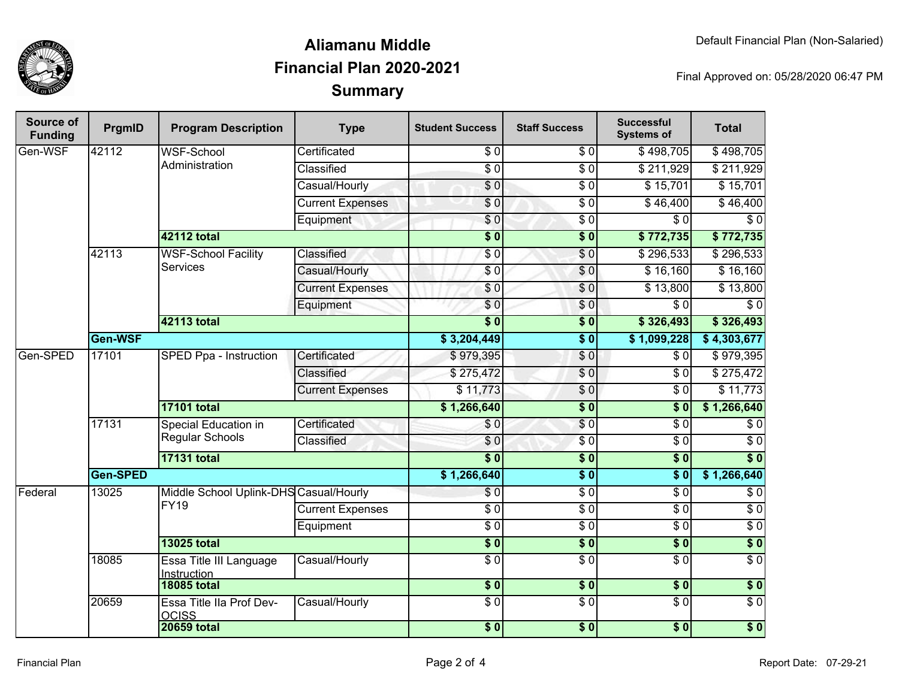# Aliamanu Middle
## Financial Plan 2020-2021
## Summary

Default Financial Plan (Non-Salaried)

Final Approved on: 05/28/2020 06:47 PM

| Source of Funding | PrgmID | Program Description | Type | Student Success | Staff Success | Successful Systems of | Total |
|---|---|---|---|---|---|---|---|
| Gen-WSF | 42112 | WSF-School Administration | Certificated | $ 0 | $ 0 | $ 498,705 | $ 498,705 |
| | | | Classified | $ 0 | $ 0 | $ 211,929 | $ 211,929 |
| | | | Casual/Hourly | $ 0 | $ 0 | $ 15,701 | $ 15,701 |
| | | | Current Expenses | $ 0 | $ 0 | $ 46,400 | $ 46,400 |
| | | | Equipment | $ 0 | $ 0 | $ 0 | $ 0 |
| | | **42112 total** | | **$ 0** | **$ 0** | **$ 772,735** | **$ 772,735** |
| | 42113 | WSF-School Facility Services | Classified | $ 0 | $ 0 | $ 296,533 | $ 296,533 |
| | | | Casual/Hourly | $ 0 | $ 0 | $ 16,160 | $ 16,160 |
| | | | Current Expenses | $ 0 | $ 0 | $ 13,800 | $ 13,800 |
| | | | Equipment | $ 0 | $ 0 | $ 0 | $ 0 |
| | | **42113 total** | | **$ 0** | **$ 0** | **$ 326,493** | **$ 326,493** |
| | **Gen-WSF** | | | **$ 3,204,449** | **$ 0** | **$ 1,099,228** | **$ 4,303,677** |
| Gen-SPED | 17101 | SPED Ppa - Instruction | Certificated | $ 979,395 | $ 0 | $ 0 | $ 979,395 |
| | | | Classified | $ 275,472 | $ 0 | $ 0 | $ 275,472 |
| | | | Current Expenses | $ 11,773 | $ 0 | $ 0 | $ 11,773 |
| | | **17101 total** | | **$ 1,266,640** | **$ 0** | **$ 0** | **$ 1,266,640** |
| | 17131 | Special Education in Regular Schools | Certificated | $ 0 | $ 0 | $ 0 | $ 0 |
| | | | Classified | $ 0 | $ 0 | $ 0 | $ 0 |
| | | **17131 total** | | **$ 0** | **$ 0** | **$ 0** | **$ 0** |
| | **Gen-SPED** | | | **$ 1,266,640** | **$ 0** | **$ 0** | **$ 1,266,640** |
| Federal | 13025 | Middle School Uplink-DHS FY19 | Casual/Hourly | $ 0 | $ 0 | $ 0 | $ 0 |
| | | | Current Expenses | $ 0 | $ 0 | $ 0 | $ 0 |
| | | | Equipment | $ 0 | $ 0 | $ 0 | $ 0 |
| | | **13025 total** | | **$ 0** | **$ 0** | **$ 0** | **$ 0** |
| | 18085 | Essa Title III Language Instruction | Casual/Hourly | $ 0 | $ 0 | $ 0 | $ 0 |
| | | **18085 total** | | **$ 0** | **$ 0** | **$ 0** | **$ 0** |
| | 20659 | Essa Title IIa Prof Dev-OCISS | Casual/Hourly | $ 0 | $ 0 | $ 0 | $ 0 |
| | | **20659 total** | | **$ 0** | **$ 0** | **$ 0** | **$ 0** |

Financial Plan

Report Date: 07-29-21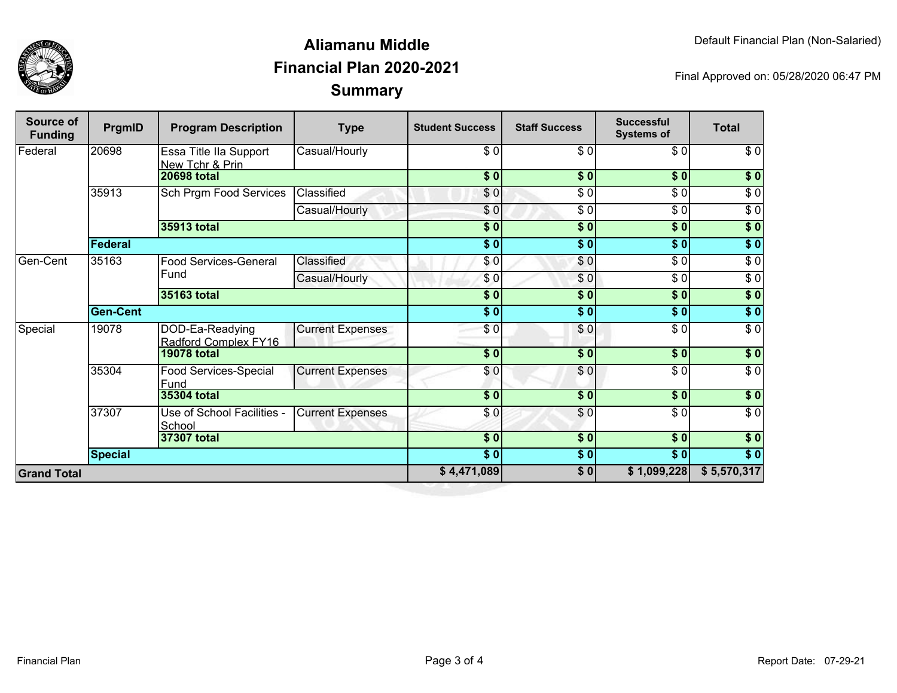# Aliamanu Middle
## Financial Plan 2020-2021
## Summary

Default Financial Plan (Non-Salaried)

Final Approved on: 05/28/2020 06:47 PM

| Source of Funding | PrgmID | Program Description | Type | Student Success | Staff Success | Successful Systems of | Total |
|---|---|---|---|---|---|---|---|
| Federal | 20698 | Essa Title IIa Support New Tchr & Prin | Casual/Hourly | $ 0 | $ 0 | $ 0 | $ 0 |
| | | **20698 total** | | **$ 0** | **$ 0** | **$ 0** | **$ 0** |
| | 35913 | Sch Prgm Food Services | Classified | $ 0 | $ 0 | $ 0 | $ 0 |
| | | | Casual/Hourly | $ 0 | $ 0 | $ 0 | $ 0 |
| | | **35913 total** | | **$ 0** | **$ 0** | **$ 0** | **$ 0** |
| | **Federal** | | | **$ 0** | **$ 0** | **$ 0** | **$ 0** |
| Gen-Cent | 35163 | Food Services-General Fund | Classified | $ 0 | $ 0 | $ 0 | $ 0 |
| | | | Casual/Hourly | $ 0 | $ 0 | $ 0 | $ 0 |
| | | **35163 total** | | **$ 0** | **$ 0** | **$ 0** | **$ 0** |
| | **Gen-Cent** | | | **$ 0** | **$ 0** | **$ 0** | **$ 0** |
| Special | 19078 | DOD-Ea-Readying Radford Complex FY16 | Current Expenses | $ 0 | $ 0 | $ 0 | $ 0 |
| | | **19078 total** | | **$ 0** | **$ 0** | **$ 0** | **$ 0** |
| | 35304 | Food Services-Special Fund | Current Expenses | $ 0 | $ 0 | $ 0 | $ 0 |
| | | **35304 total** | | **$ 0** | **$ 0** | **$ 0** | **$ 0** |
| | 37307 | Use of School Facilities - School | Current Expenses | $ 0 | $ 0 | $ 0 | $ 0 |
| | | **37307 total** | | **$ 0** | **$ 0** | **$ 0** | **$ 0** |
| | **Special** | | | **$ 0** | **$ 0** | **$ 0** | **$ 0** |
| **Grand Total** | | | | **$ 4,471,089** | **$ 0** | **$ 1,099,228** | **$ 5,570,317** |

Financial Plan

Report Date: 07-29-21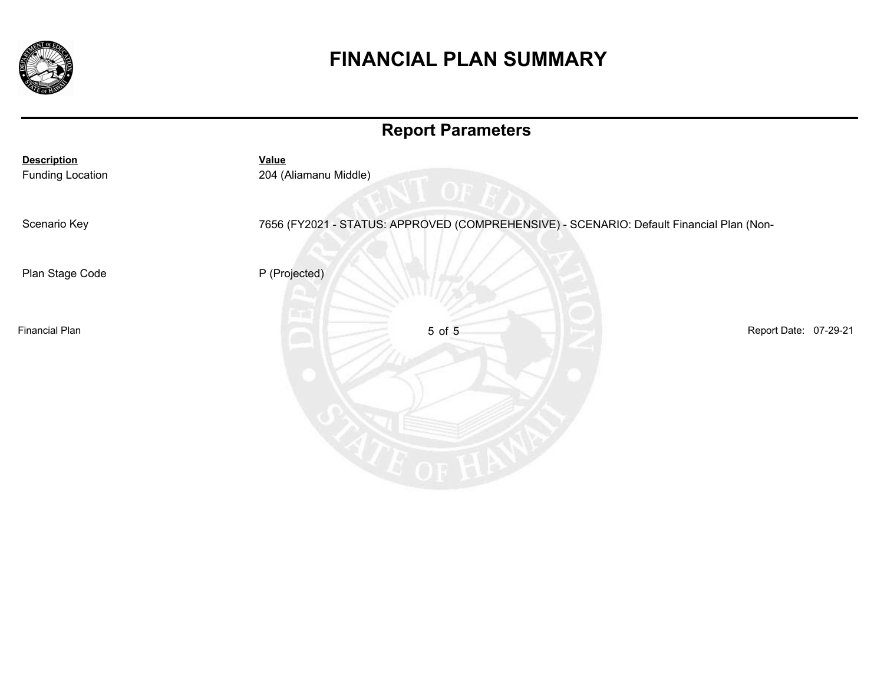# FINANCIAL PLAN SUMMARY

## Report Parameters

| Description | Value |
|---|---|
| Funding Location | 204 (Aliamanu Middle) |
| Scenario Key | 7656 (FY2021 - STATUS: APPROVED (COMPREHENSIVE) - SCENARIO: Default Financial Plan (Non- |
| Plan Stage Code | P (Projected) |

Financial Plan

Report Date: 07-29-21